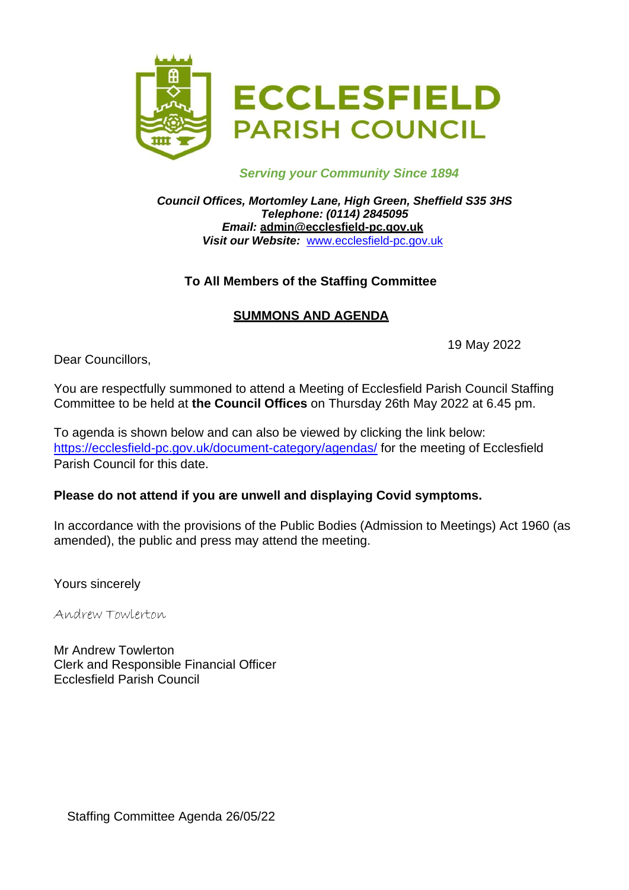# ECCLESFIELD PARISH COUNCIL

***Serving your Community Since 1894***

***Council Offices, Mortomley Lane, High Green, Sheffield S35 3HS***
***Telephone: (0114) 2845095***
***Email:* admin@ecclesfield-pc.gov.uk**
***Visit our Website:*** www.ecclesfield-pc.gov.uk

**To All Members of the Staffing Committee**

**SUMMONS AND AGENDA**

19 May 2022

Dear Councillors,

You are respectfully summoned to attend a Meeting of Ecclesfield Parish Council Staffing Committee to be held at **the Council Offices** on Thursday 26th May 2022 at 6.45 pm.

To agenda is shown below and can also be viewed by clicking the link below: https://ecclesfield-pc.gov.uk/document-category/agendas/ for the meeting of Ecclesfield Parish Council for this date.

**Please do not attend if you are unwell and displaying Covid symptoms.**

In accordance with the provisions of the Public Bodies (Admission to Meetings) Act 1960 (as amended), the public and press may attend the meeting.

Yours sincerely

Andrew Towlerton

Mr Andrew Towlerton
Clerk and Responsible Financial Officer
Ecclesfield Parish Council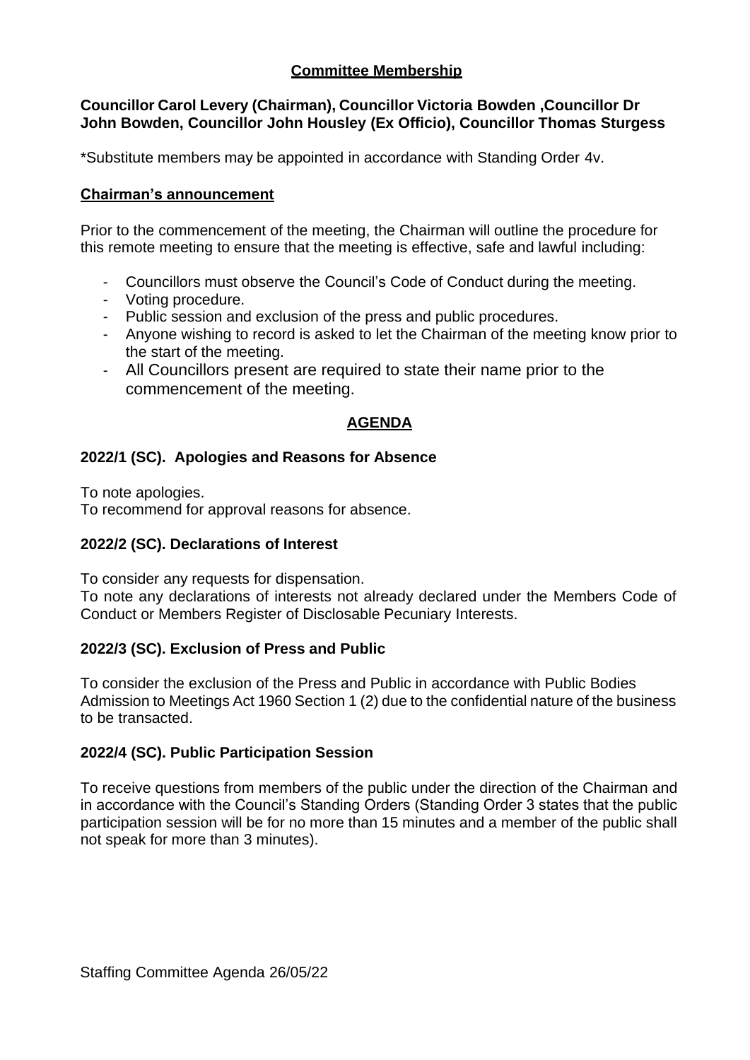## Committee Membership

**Councillor Carol Levery (Chairman), Councillor Victoria Bowden ,Councillor Dr John Bowden, Councillor John Housley (Ex Officio), Councillor Thomas Sturgess**

*Substitute members may be appointed in accordance with Standing Order 4v.

## Chairman's announcement

Prior to the commencement of the meeting, the Chairman will outline the procedure for this remote meeting to ensure that the meeting is effective, safe and lawful including:

- Councillors must observe the Council's Code of Conduct during the meeting.
- Voting procedure.
- Public session and exclusion of the press and public procedures.
- Anyone wishing to record is asked to let the Chairman of the meeting know prior to the start of the meeting.
- All Councillors present are required to state their name prior to the commencement of the meeting.

## AGENDA

### 2022/1 (SC). Apologies and Reasons for Absence

To note apologies.
To recommend for approval reasons for absence.

### 2022/2 (SC). Declarations of Interest

To consider any requests for dispensation.
To note any declarations of interests not already declared under the Members Code of Conduct or Members Register of Disclosable Pecuniary Interests.

### 2022/3 (SC). Exclusion of Press and Public

To consider the exclusion of the Press and Public in accordance with Public Bodies Admission to Meetings Act 1960 Section 1 (2) due to the confidential nature of the business to be transacted.

### 2022/4 (SC). Public Participation Session

To receive questions from members of the public under the direction of the Chairman and in accordance with the Council's Standing Orders (Standing Order 3 states that the public participation session will be for no more than 15 minutes and a member of the public shall not speak for more than 3 minutes).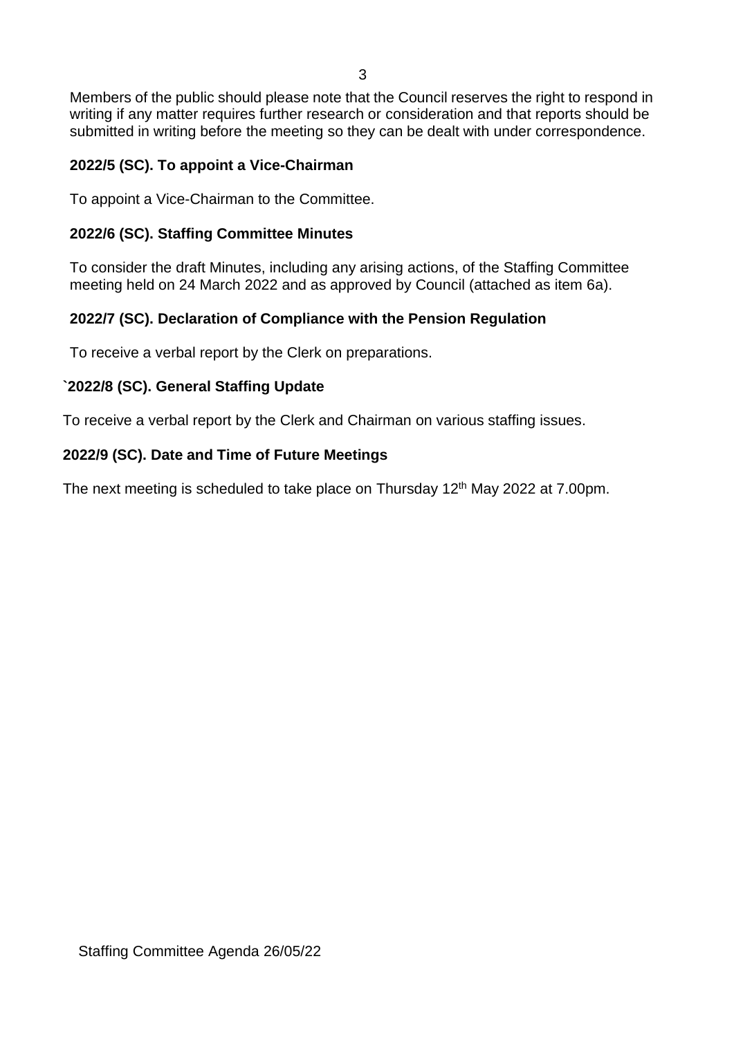Members of the public should please note that the Council reserves the right to respond in writing if any matter requires further research or consideration and that reports should be submitted in writing before the meeting so they can be dealt with under correspondence.

**2022/5 (SC). To appoint a Vice-Chairman**

To appoint a Vice-Chairman to the Committee.

**2022/6 (SC). Staffing Committee Minutes**

To consider the draft Minutes, including any arising actions, of the Staffing Committee meeting held on 24 March 2022 and as approved by Council (attached as item 6a).

**2022/7 (SC). Declaration of Compliance with the Pension Regulation**

To receive a verbal report by the Clerk on preparations.

**`2022/8 (SC). General Staffing Update**

To receive a verbal report by the Clerk and Chairman on various staffing issues.

**2022/9 (SC). Date and Time of Future Meetings**

The next meeting is scheduled to take place on Thursday 12th May 2022 at 7.00pm.